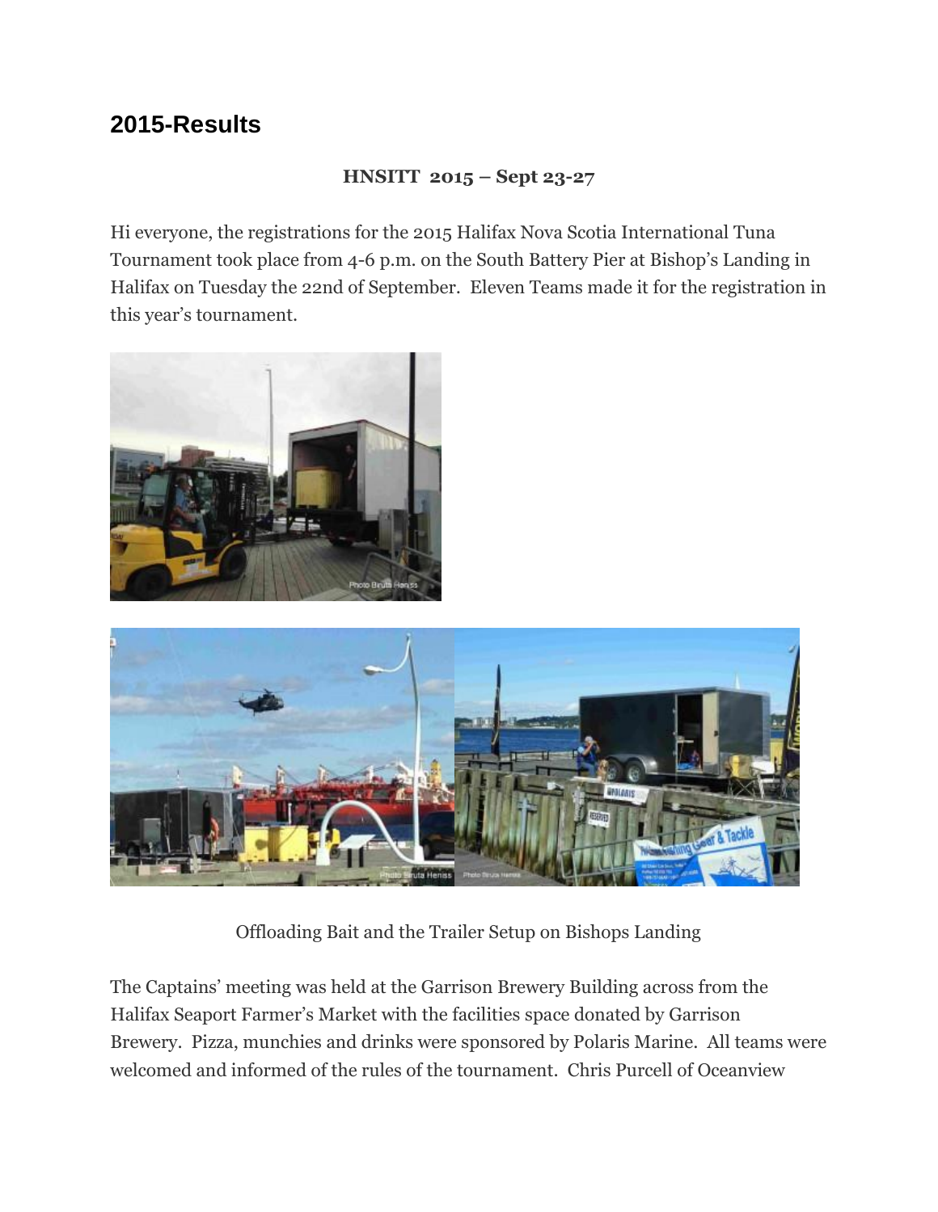## 2015-Results

**HNSITT 2015 – Sept 23-27**

Hi everyone, the registrations for the 2015 Halifax Nova Scotia International Tuna Tournament took place from 4-6 p.m. on the South Battery Pier at Bishop's Landing in Halifax on Tuesday the 22nd of September. Eleven Teams made it for the registration in this year's tournament.

Offloading Bait and the Trailer Setup on Bishops Landing

The Captains' meeting was held at the Garrison Brewery Building across from the Halifax Seaport Farmer's Market with the facilities space donated by Garrison Brewery. Pizza, munchies and drinks were sponsored by Polaris Marine. All teams were welcomed and informed of the rules of the tournament. Chris Purcell of Oceanview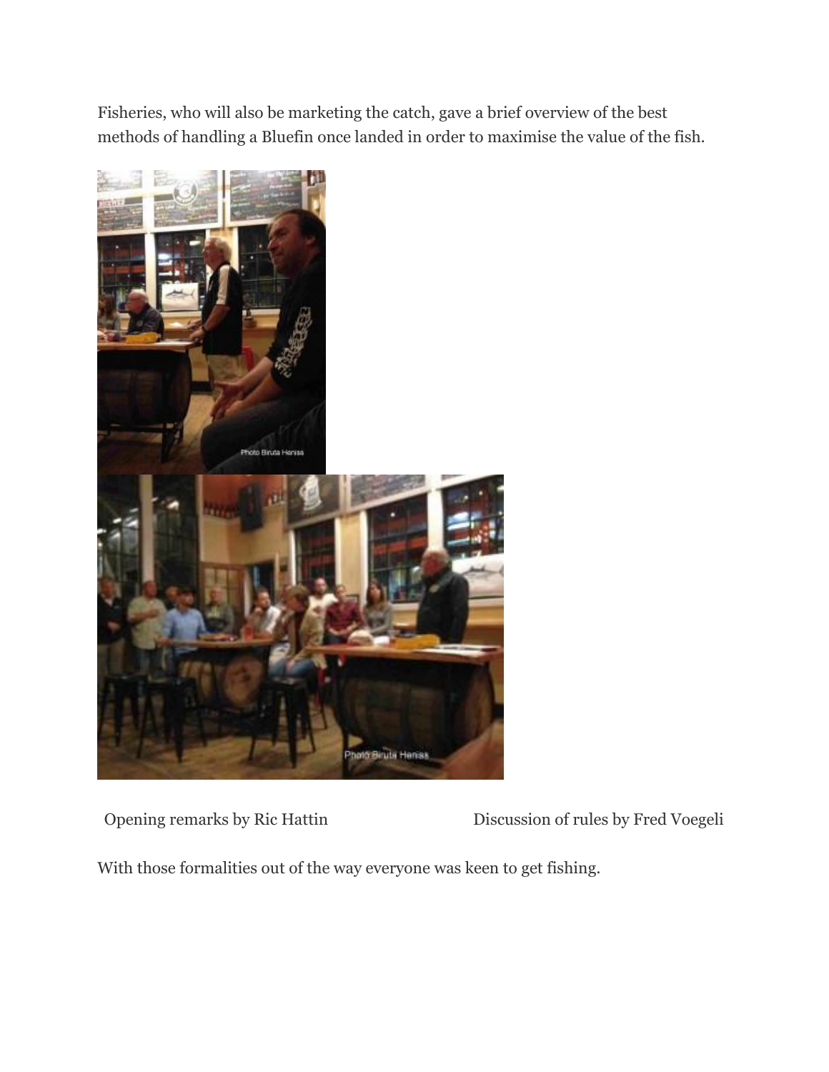Fisheries, who will also be marketing the catch, gave a brief overview of the best methods of handling a Bluefin once landed in order to maximise the value of the fish.

Opening remarks by Ric Hattin

Discussion of rules by Fred Voegeli

With those formalities out of the way everyone was keen to get fishing.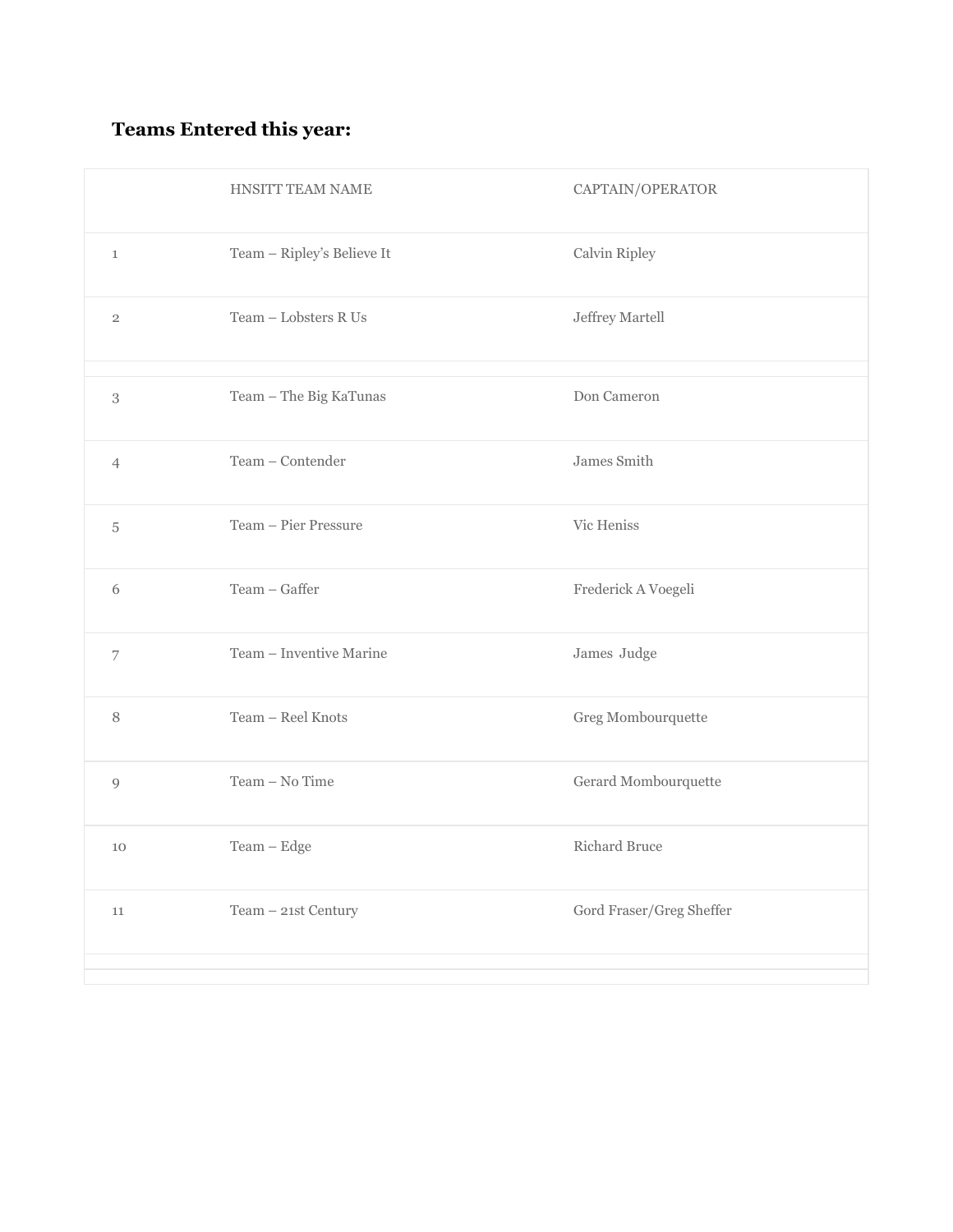**Teams Entered this year:**

| | HNSITT TEAM NAME | CAPTAIN/OPERATOR |
|---|---|---|
| 1 | Team – Ripley's Believe It | Calvin Ripley |
| 2 | Team – Lobsters R Us | Jeffrey Martell |
| 3 | Team – The Big KaTunas | Don Cameron |
| 4 | Team – Contender | James Smith |
| 5 | Team – Pier Pressure | Vic Heniss |
| 6 | Team – Gaffer | Frederick A Voegeli |
| 7 | Team – Inventive Marine | James Judge |
| 8 | Team – Reel Knots | Greg Mombourquette |
| 9 | Team – No Time | Gerard Mombourquette |
| 10 | Team – Edge | Richard Bruce |
| 11 | Team – 21st Century | Gord Fraser/Greg Sheffer |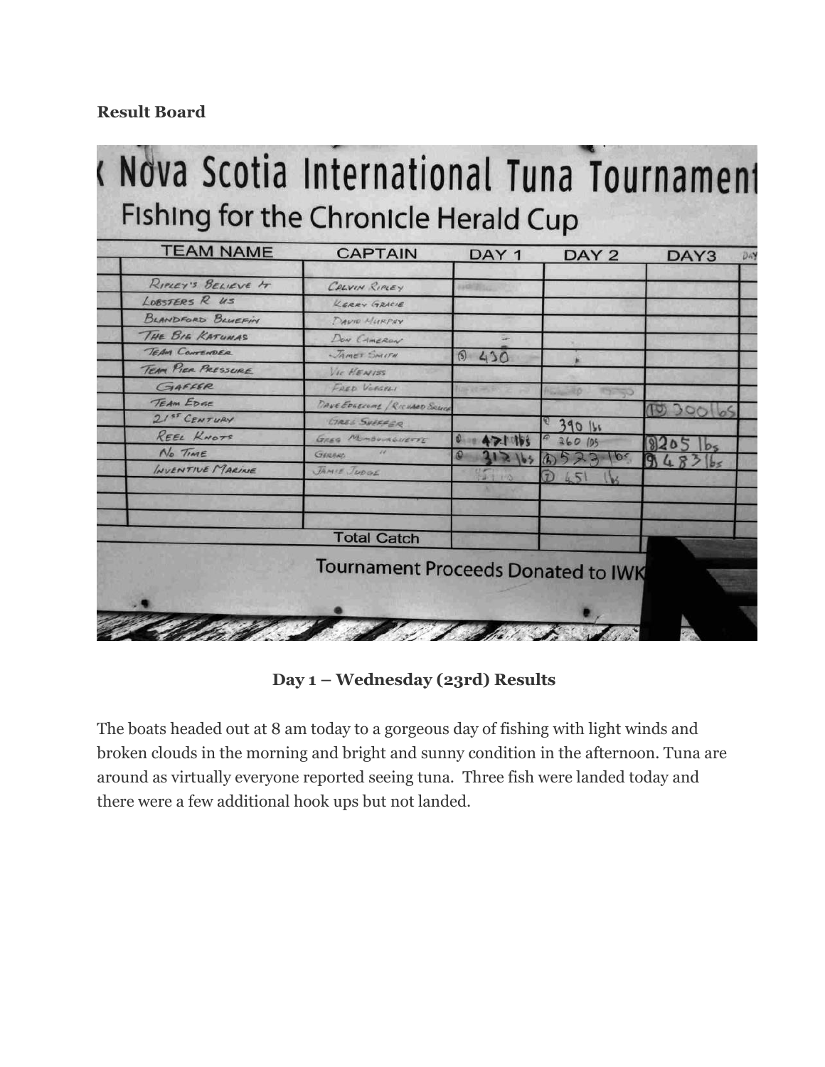**Result Board**

| TEAM NAME | CAPTAIN | DAY 1 | DAY 2 | DAY3 |
|---|---|---|---|---|
| Ripley's Believe It | Calvin Ripley | | | |
| Lobsters R Us | Kerry Gracie | | | |
| Blandford Bluefin | David Murphy | | | |
| The Big Katunas | Don Cameron | | | |
| Team Contender | James Smith | (5) 430 | | |
| Team Pier Pressure | Vic Heniss | | | |
| Gaffer | Fred Vergeli | | | |
| Team Edge | Dave Edgecombe / Richard Schaff | | | (10) 300 lbs |
| 21st Century | Greg Sheffer | | 390 lbs | |
| Reel Knots | Greg Mombourquette | 471 lbs | 260 lbs | (8) 205 lbs |
| No Time | Gerard " | 312 lbs | (6) 523 lbs | (9) 483 lbs |
| Inventive Marine | Jamie Judge | | (7) 451 lbs | |
| | Total Catch | | | |

Tournament Proceeds Donated to IWK

**Day 1 – Wednesday (23rd) Results**

The boats headed out at 8 am today to a gorgeous day of fishing with light winds and broken clouds in the morning and bright and sunny condition in the afternoon. Tuna are around as virtually everyone reported seeing tuna. Three fish were landed today and there were a few additional hook ups but not landed.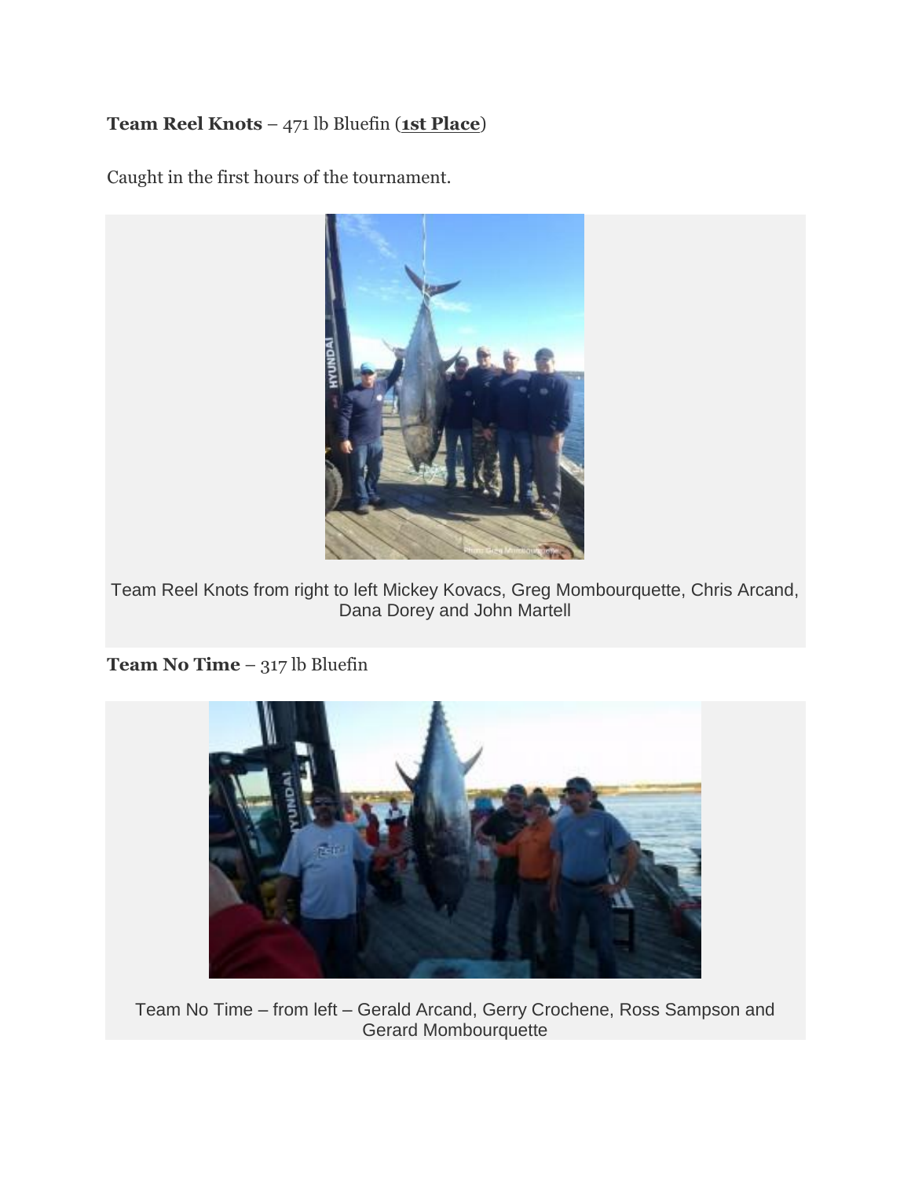**Team Reel Knots** – 471 lb Bluefin (**1st Place**)

Caught in the first hours of the tournament.

Team Reel Knots from right to left Mickey Kovacs, Greg Mombourquette, Chris Arcand, Dana Dorey and John Martell

**Team No Time** – 317 lb Bluefin

Team No Time – from left – Gerald Arcand, Gerry Crochene, Ross Sampson and Gerard Mombourquette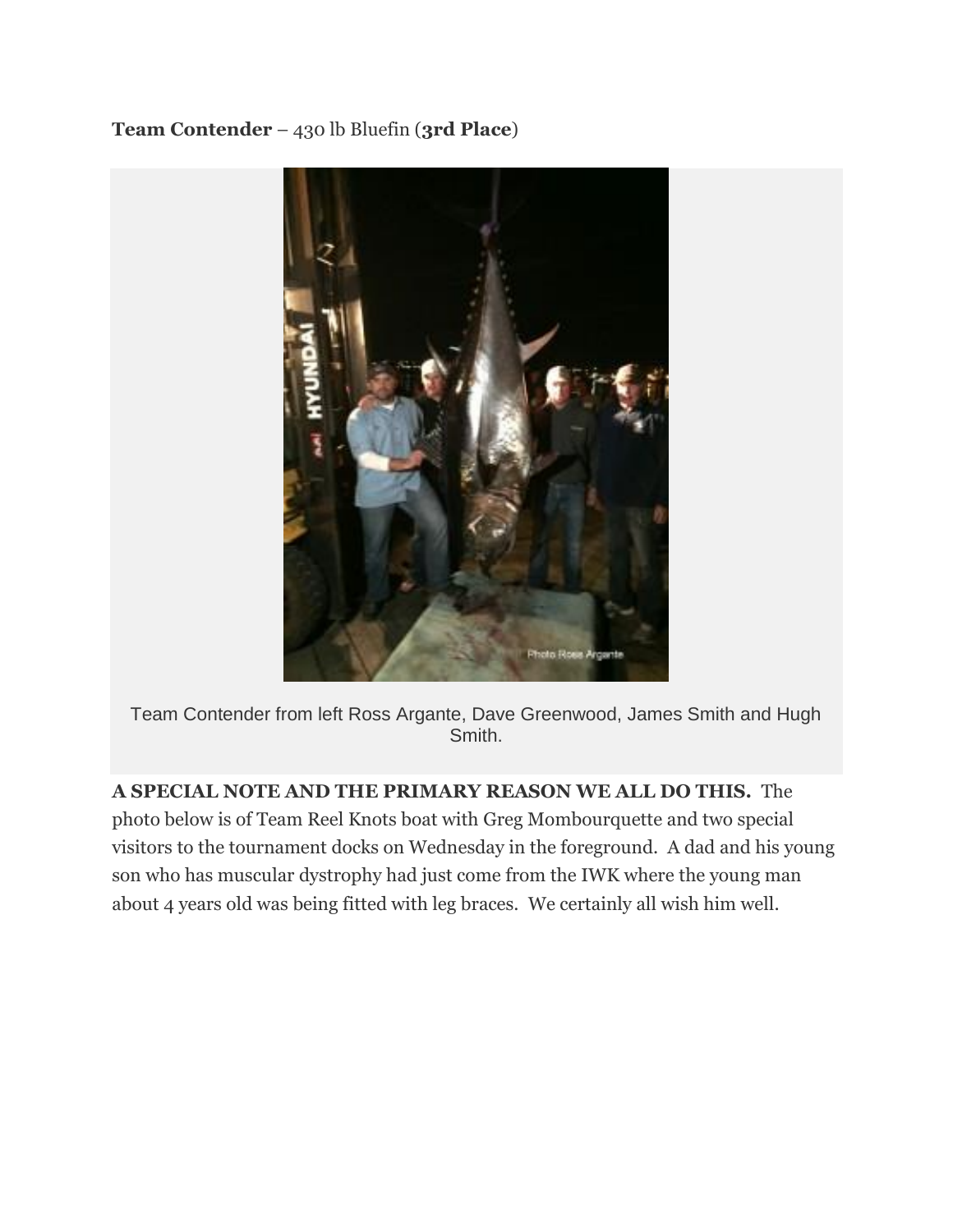**Team Contender** – 430 lb Bluefin (**3rd Place**)

Team Contender from left Ross Argante, Dave Greenwood, James Smith and Hugh Smith.

**A SPECIAL NOTE AND THE PRIMARY REASON WE ALL DO THIS.** The photo below is of Team Reel Knots boat with Greg Mombourquette and two special visitors to the tournament docks on Wednesday in the foreground. A dad and his young son who has muscular dystrophy had just come from the IWK where the young man about 4 years old was being fitted with leg braces. We certainly all wish him well.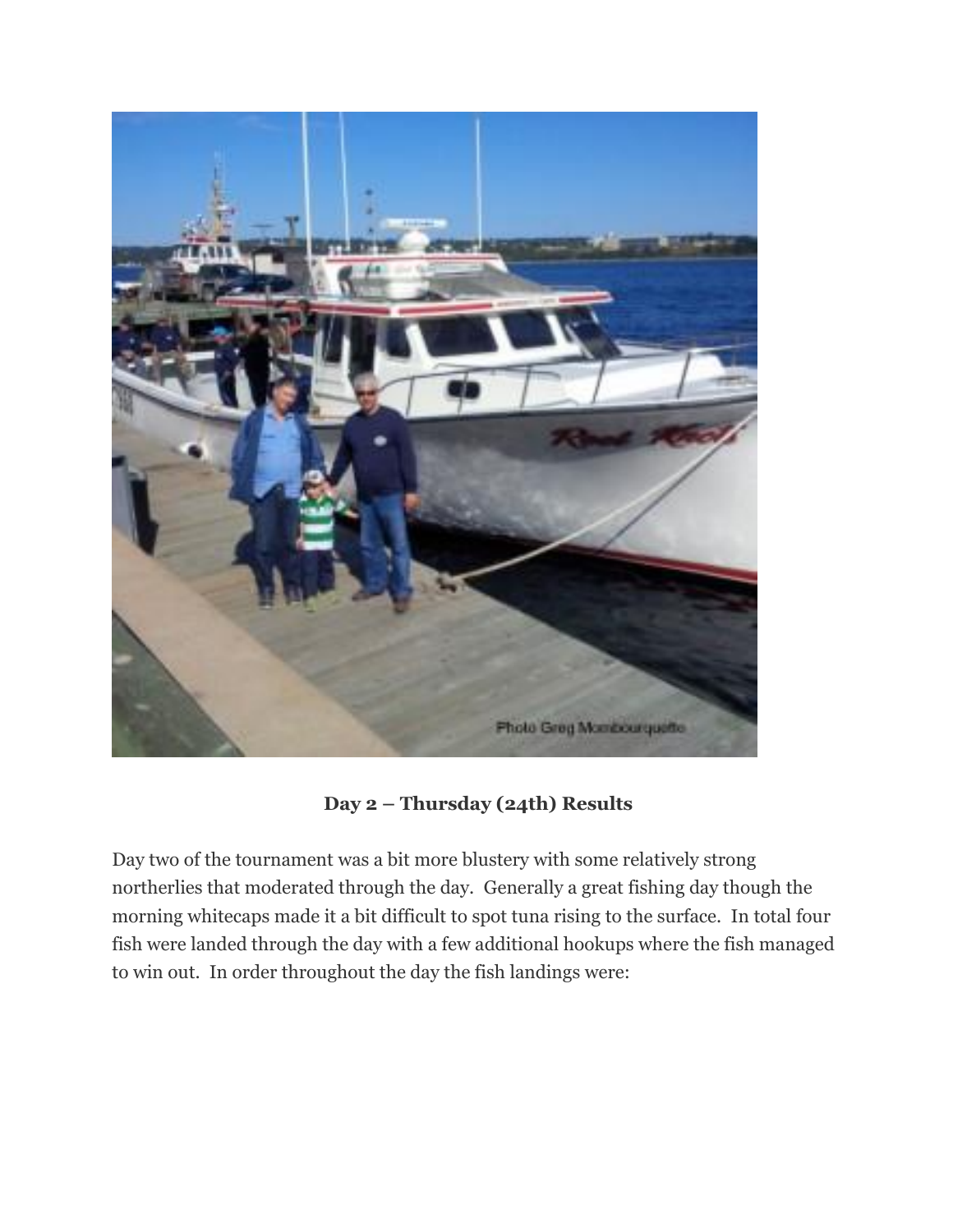**Day 2 – Thursday (24th) Results**

Day two of the tournament was a bit more blustery with some relatively strong northerlies that moderated through the day. Generally a great fishing day though the morning whitecaps made it a bit difficult to spot tuna rising to the surface. In total four fish were landed through the day with a few additional hookups where the fish managed to win out. In order throughout the day the fish landings were: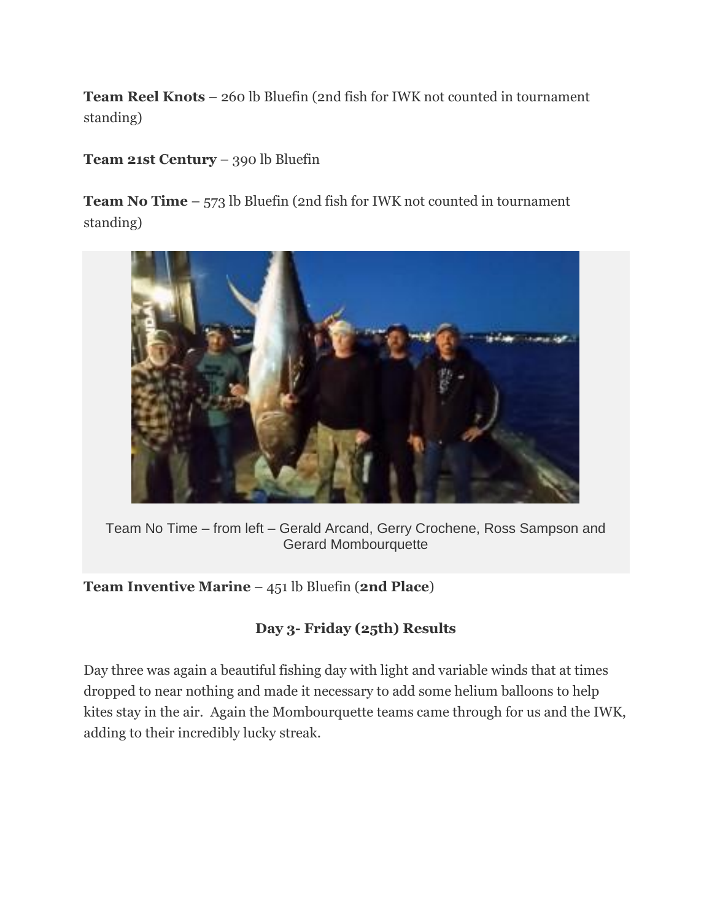**Team Reel Knots** – 260 lb Bluefin (2nd fish for IWK not counted in tournament standing)

**Team 21st Century** – 390 lb Bluefin

**Team No Time** – 573 lb Bluefin (2nd fish for IWK not counted in tournament standing)

Team No Time – from left – Gerald Arcand, Gerry Crochene, Ross Sampson and Gerard Mombourquette

**Team Inventive Marine** – 451 lb Bluefin (**2nd Place**)

### Day 3- Friday (25th) Results

Day three was again a beautiful fishing day with light and variable winds that at times dropped to near nothing and made it necessary to add some helium balloons to help kites stay in the air. Again the Mombourquette teams came through for us and the IWK, adding to their incredibly lucky streak.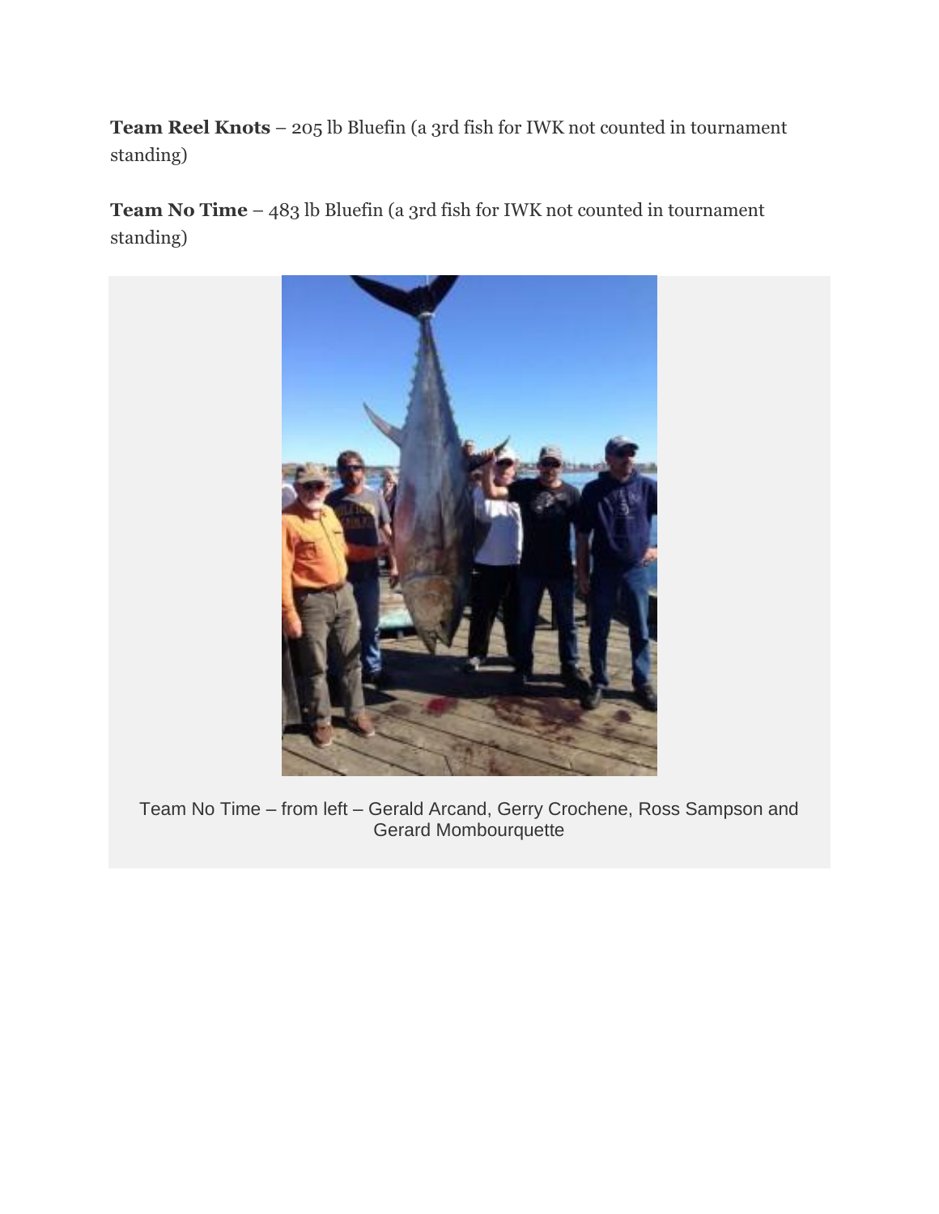**Team Reel Knots** – 205 lb Bluefin (a 3rd fish for IWK not counted in tournament standing)

**Team No Time** – 483 lb Bluefin (a 3rd fish for IWK not counted in tournament standing)

Team No Time – from left – Gerald Arcand, Gerry Crochene, Ross Sampson and Gerard Mombourquette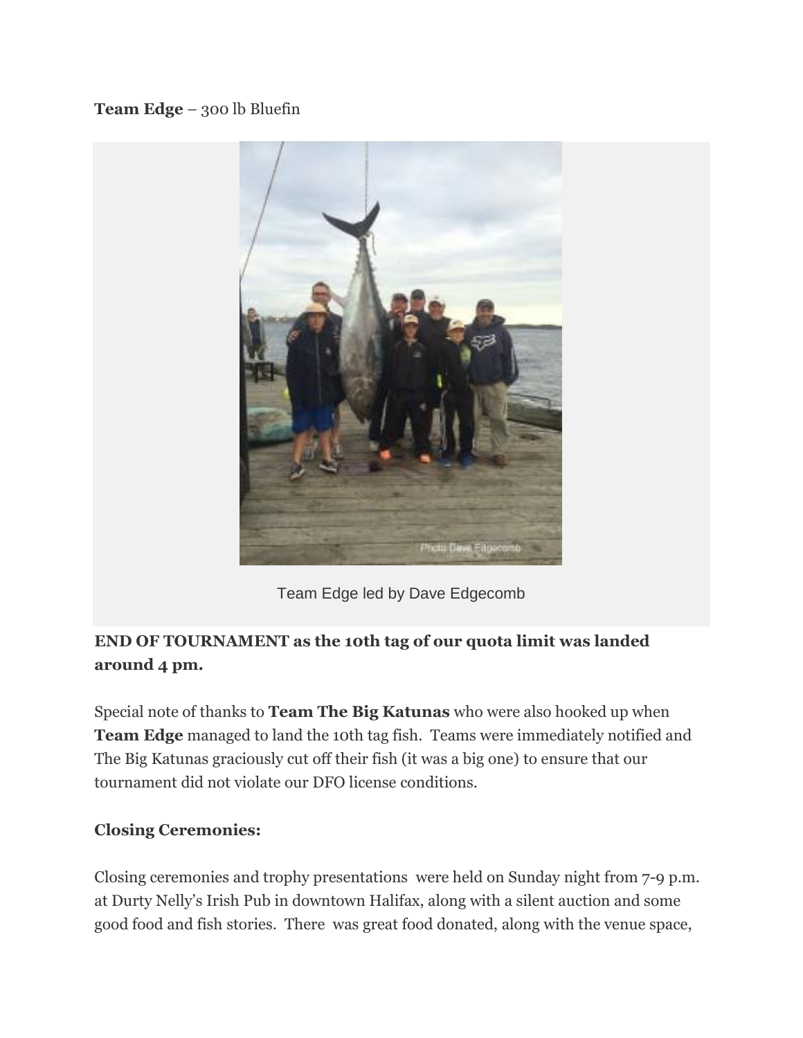**Team Edge** – 300 lb Bluefin

Team Edge led by Dave Edgecomb

**END OF TOURNAMENT as the 10th tag of our quota limit was landed around 4 pm.**

Special note of thanks to **Team The Big Katunas** who were also hooked up when **Team Edge** managed to land the 10th tag fish. Teams were immediately notified and The Big Katunas graciously cut off their fish (it was a big one) to ensure that our tournament did not violate our DFO license conditions.

**Closing Ceremonies:**

Closing ceremonies and trophy presentations were held on Sunday night from 7-9 p.m. at Durty Nelly's Irish Pub in downtown Halifax, along with a silent auction and some good food and fish stories. There was great food donated, along with the venue space,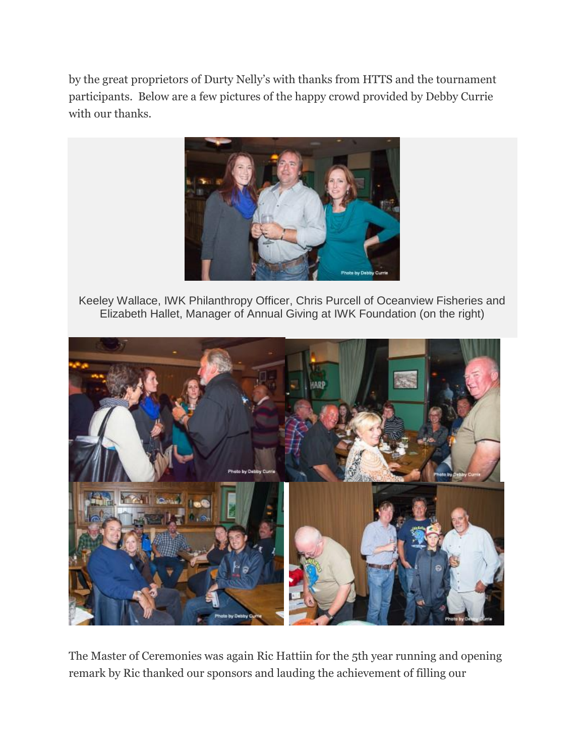by the great proprietors of Durty Nelly's with thanks from HTTS and the tournament participants. Below are a few pictures of the happy crowd provided by Debby Currie with our thanks.

Keeley Wallace, IWK Philanthropy Officer, Chris Purcell of Oceanview Fisheries and Elizabeth Hallet, Manager of Annual Giving at IWK Foundation (on the right)

The Master of Ceremonies was again Ric Hattiin for the 5th year running and opening remark by Ric thanked our sponsors and lauding the achievement of filling our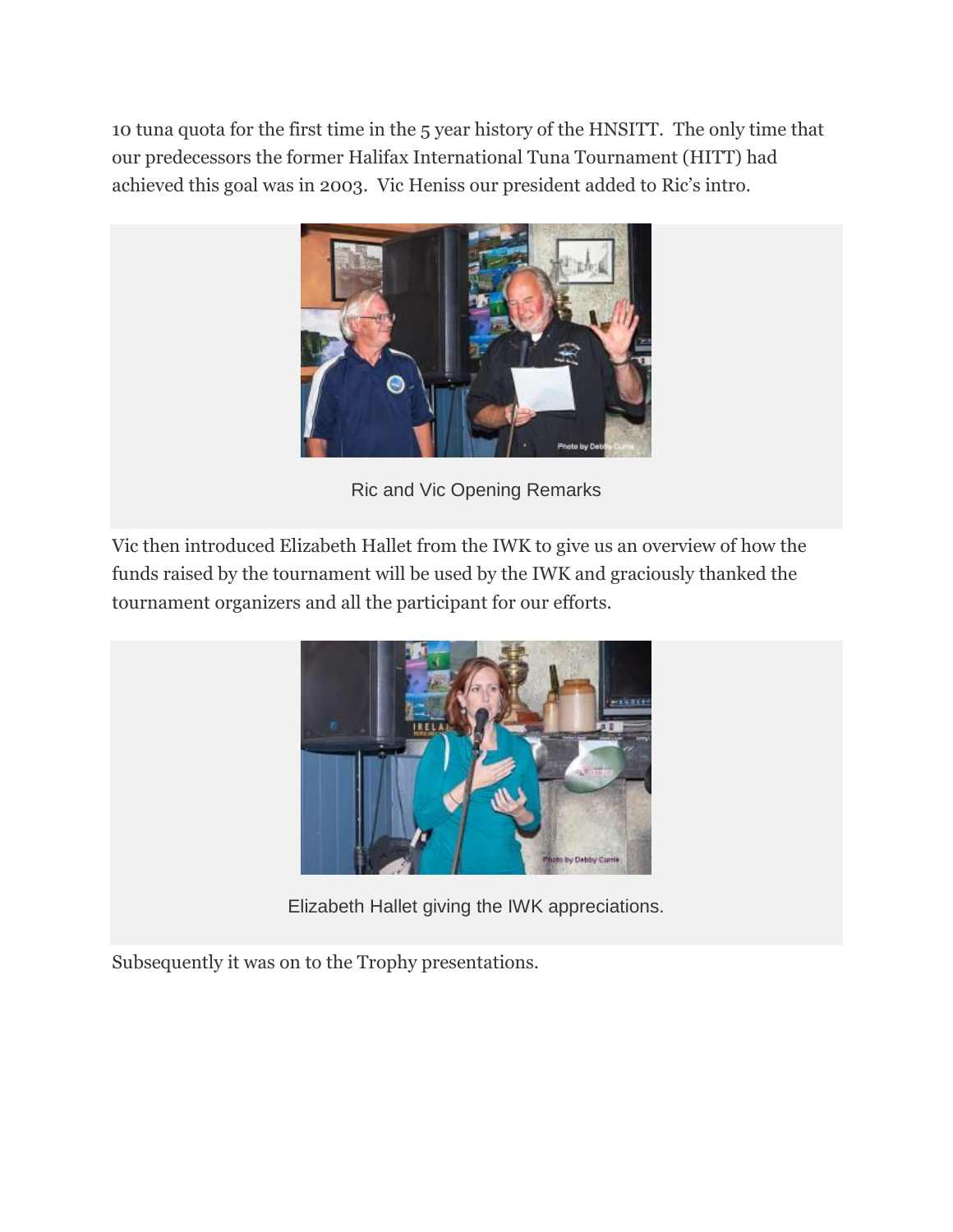10 tuna quota for the first time in the 5 year history of the HNSITT. The only time that our predecessors the former Halifax International Tuna Tournament (HITT) had achieved this goal was in 2003. Vic Heniss our president added to Ric's intro.

Ric and Vic Opening Remarks

Vic then introduced Elizabeth Hallet from the IWK to give us an overview of how the funds raised by the tournament will be used by the IWK and graciously thanked the tournament organizers and all the participant for our efforts.

Elizabeth Hallet giving the IWK appreciations.

Subsequently it was on to the Trophy presentations.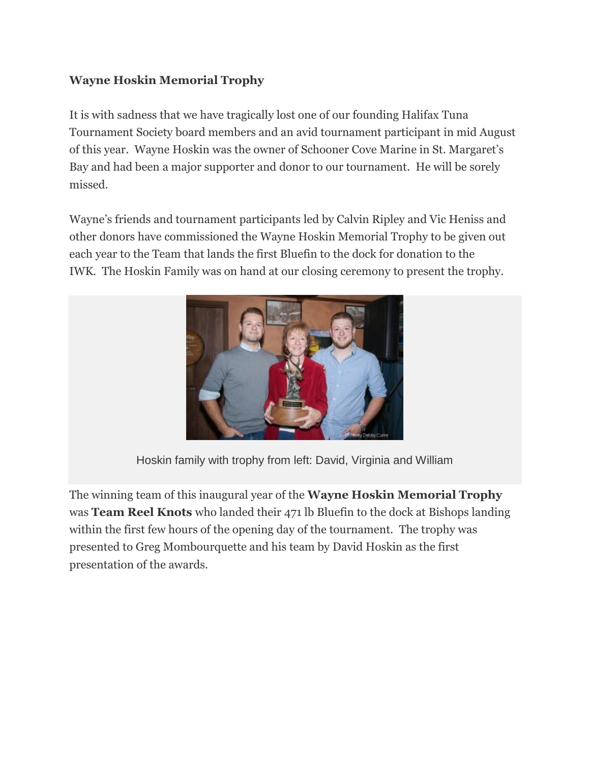**Wayne Hoskin Memorial Trophy**

It is with sadness that we have tragically lost one of our founding Halifax Tuna Tournament Society board members and an avid tournament participant in mid August of this year. Wayne Hoskin was the owner of Schooner Cove Marine in St. Margaret's Bay and had been a major supporter and donor to our tournament. He will be sorely missed.

Wayne's friends and tournament participants led by Calvin Ripley and Vic Heniss and other donors have commissioned the Wayne Hoskin Memorial Trophy to be given out each year to the Team that lands the first Bluefin to the dock for donation to the IWK. The Hoskin Family was on hand at our closing ceremony to present the trophy.

Hoskin family with trophy from left: David, Virginia and William

The winning team of this inaugural year of the **Wayne Hoskin Memorial Trophy** was **Team Reel Knots** who landed their 471 lb Bluefin to the dock at Bishops landing within the first few hours of the opening day of the tournament. The trophy was presented to Greg Mombourquette and his team by David Hoskin as the first presentation of the awards.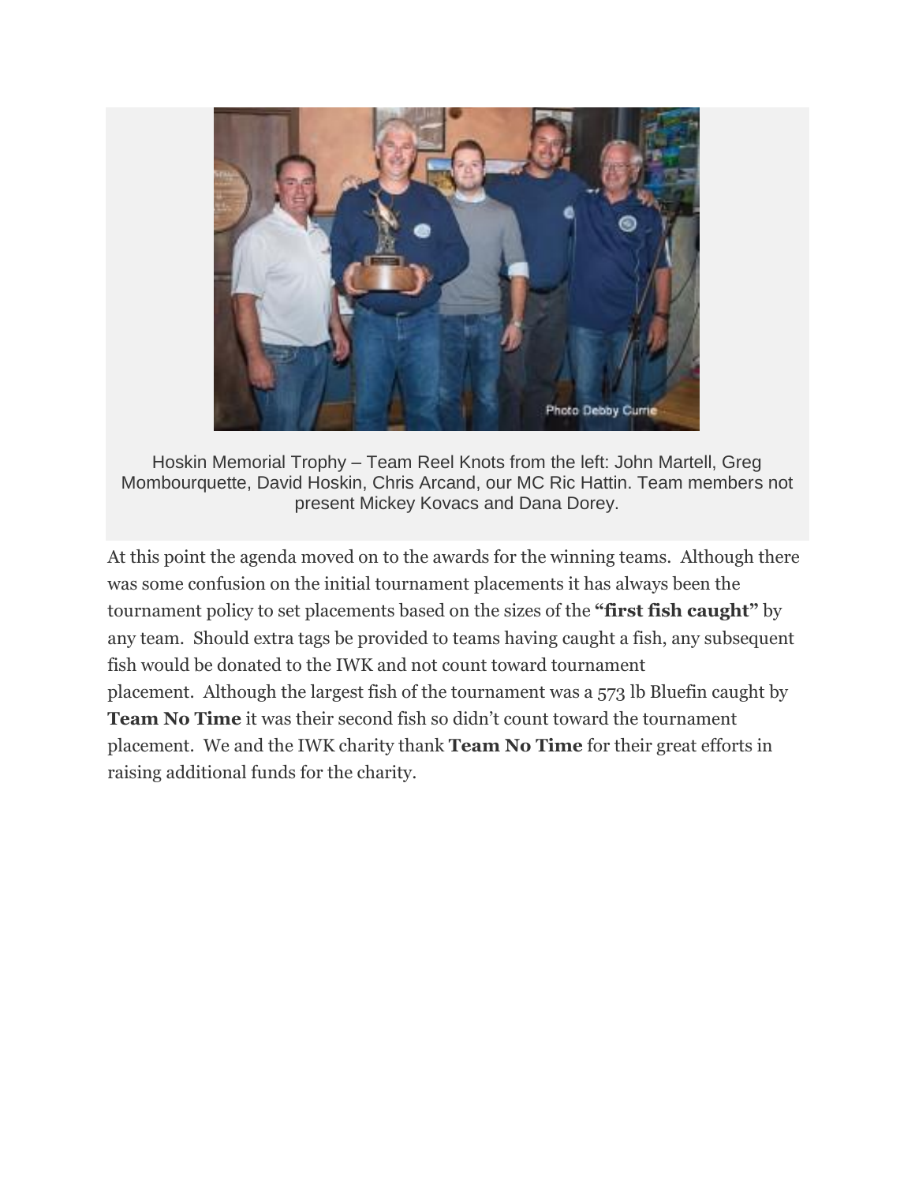Hoskin Memorial Trophy – Team Reel Knots from the left: John Martell, Greg Mombourquette, David Hoskin, Chris Arcand, our MC Ric Hattin. Team members not present Mickey Kovacs and Dana Dorey.

At this point the agenda moved on to the awards for the winning teams. Although there was some confusion on the initial tournament placements it has always been the tournament policy to set placements based on the sizes of the **"first fish caught"** by any team. Should extra tags be provided to teams having caught a fish, any subsequent fish would be donated to the IWK and not count toward tournament placement. Although the largest fish of the tournament was a 573 lb Bluefin caught by **Team No Time** it was their second fish so didn't count toward the tournament placement. We and the IWK charity thank **Team No Time** for their great efforts in raising additional funds for the charity.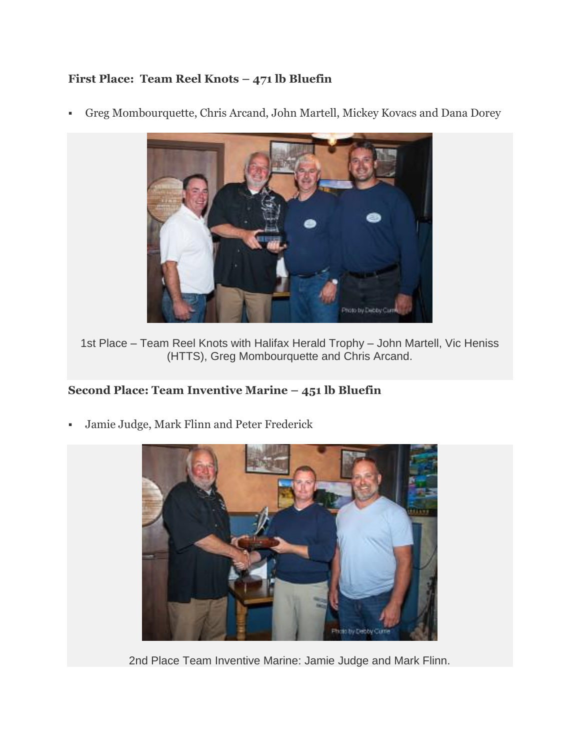**First Place: Team Reel Knots – 471 lb Bluefin**

- Greg Mombourquette, Chris Arcand, John Martell, Mickey Kovacs and Dana Dorey

1st Place – Team Reel Knots with Halifax Herald Trophy – John Martell, Vic Heniss (HTTS), Greg Mombourquette and Chris Arcand.

**Second Place: Team Inventive Marine – 451 lb Bluefin**

- Jamie Judge, Mark Flinn and Peter Frederick

2nd Place Team Inventive Marine: Jamie Judge and Mark Flinn.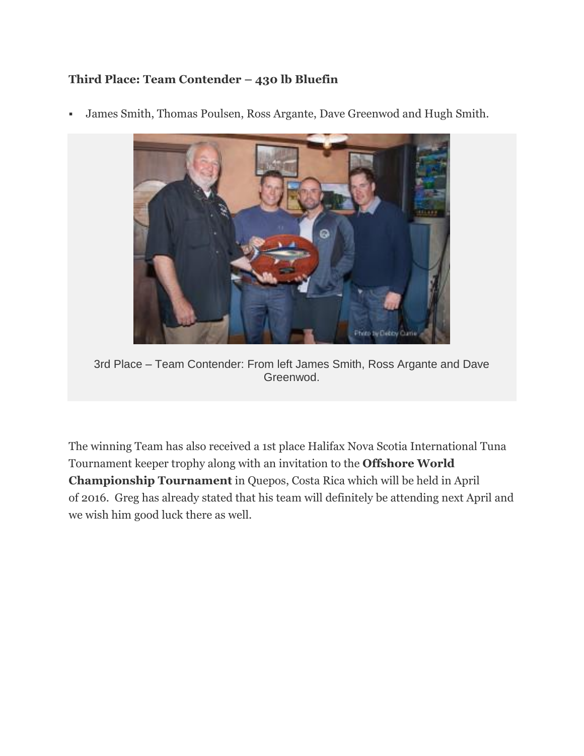**Third Place: Team Contender – 430 lb Bluefin**

- James Smith, Thomas Poulsen, Ross Argante, Dave Greenwod and Hugh Smith.

3rd Place – Team Contender: From left James Smith, Ross Argante and Dave Greenwod.

The winning Team has also received a 1st place Halifax Nova Scotia International Tuna Tournament keeper trophy along with an invitation to the **Offshore World Championship Tournament** in Quepos, Costa Rica which will be held in April of 2016. Greg has already stated that his team will definitely be attending next April and we wish him good luck there as well.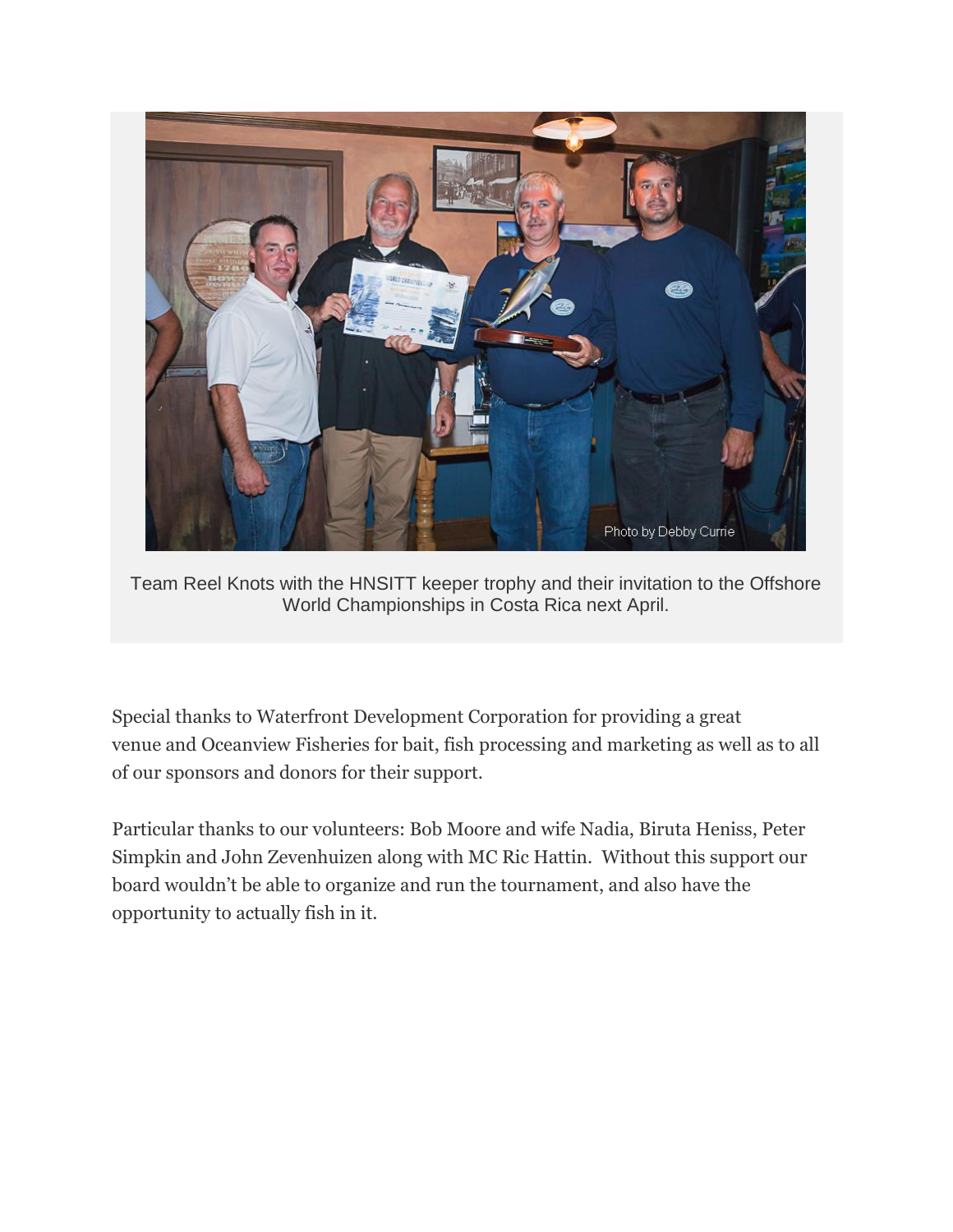Team Reel Knots with the HNSITT keeper trophy and their invitation to the Offshore World Championships in Costa Rica next April.

Special thanks to Waterfront Development Corporation for providing a great venue and Oceanview Fisheries for bait, fish processing and marketing as well as to all of our sponsors and donors for their support.

Particular thanks to our volunteers: Bob Moore and wife Nadia, Biruta Heniss, Peter Simpkin and John Zevenhuizen along with MC Ric Hattin. Without this support our board wouldn't be able to organize and run the tournament, and also have the opportunity to actually fish in it.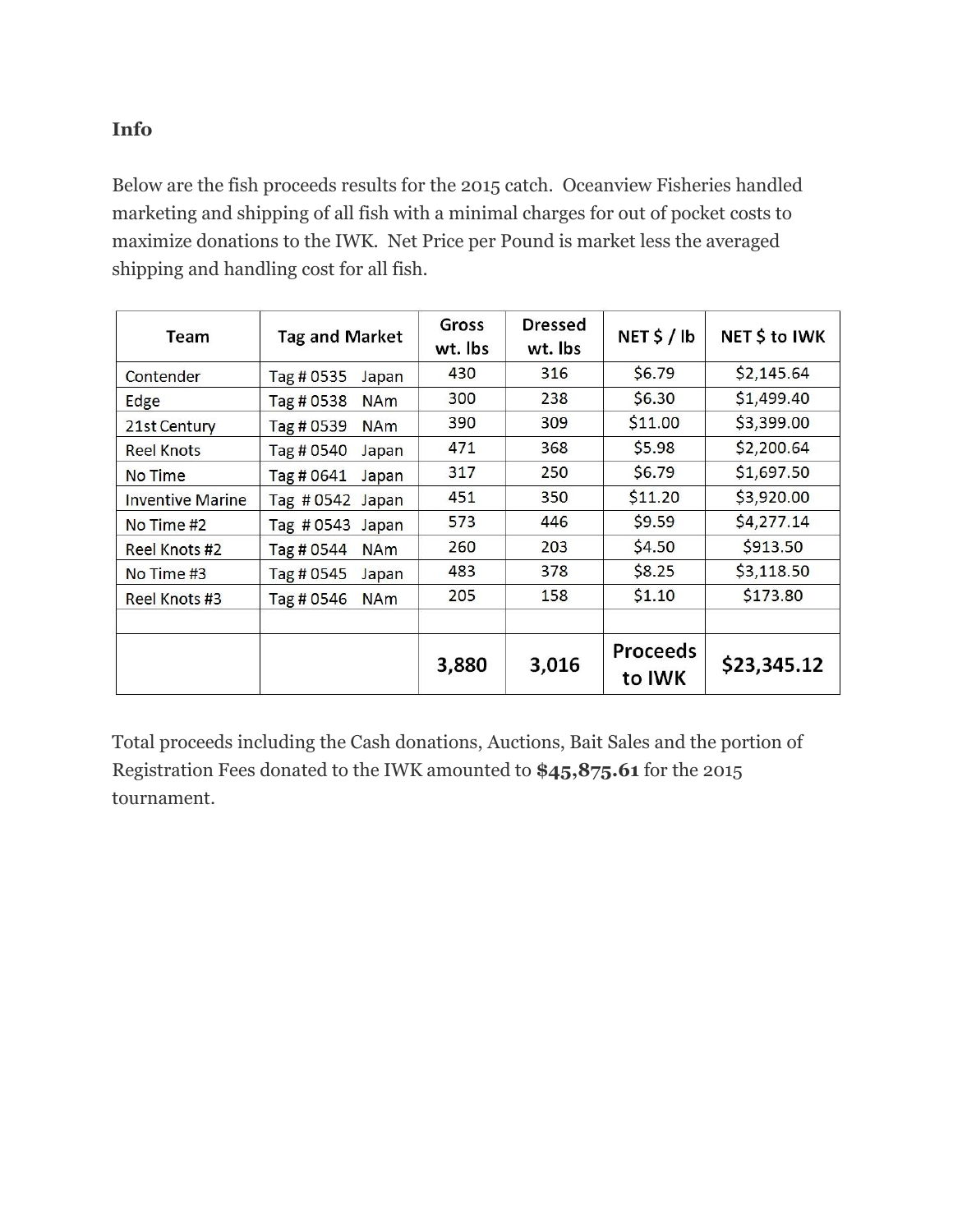**Info**

Below are the fish proceeds results for the 2015 catch. Oceanview Fisheries handled marketing and shipping of all fish with a minimal charges for out of pocket costs to maximize donations to the IWK. Net Price per Pound is market less the averaged shipping and handling cost for all fish.

| Team | Tag and Market | Gross wt. lbs | Dressed wt. lbs | NET $ / lb | NET $ to IWK |
|---|---|---|---|---|---|
| Contender | Tag # 0535 Japan | 430 | 316 | $6.79 | $2,145.64 |
| Edge | Tag # 0538 NAm | 300 | 238 | $6.30 | $1,499.40 |
| 21st Century | Tag # 0539 NAm | 390 | 309 | $11.00 | $3,399.00 |
| Reel Knots | Tag # 0540 Japan | 471 | 368 | $5.98 | $2,200.64 |
| No Time | Tag # 0641 Japan | 317 | 250 | $6.79 | $1,697.50 |
| Inventive Marine | Tag # 0542 Japan | 451 | 350 | $11.20 | $3,920.00 |
| No Time #2 | Tag # 0543 Japan | 573 | 446 | $9.59 | $4,277.14 |
| Reel Knots #2 | Tag # 0544 NAm | 260 | 203 | $4.50 | $913.50 |
| No Time #3 | Tag # 0545 Japan | 483 | 378 | $8.25 | $3,118.50 |
| Reel Knots #3 | Tag # 0546 NAm | 205 | 158 | $1.10 | $173.80 |
| | | | | | |
| | | **3,880** | **3,016** | **Proceeds to IWK** | **$23,345.12** |

Total proceeds including the Cash donations, Auctions, Bait Sales and the portion of Registration Fees donated to the IWK amounted to **$45,875.61** for the 2015 tournament.